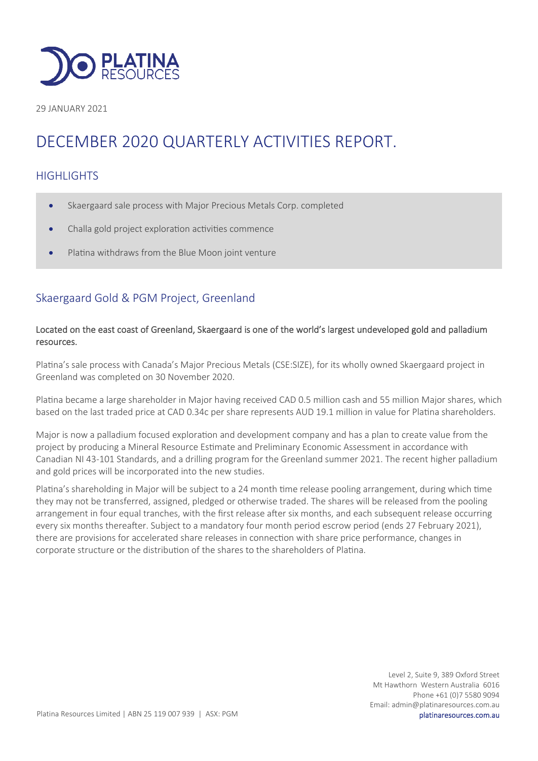29 JANUARY 2021

# DECEMBER 2020 QUARTERLY ACTIVITIES REPORT.

## HIGHLIGHTS

- Skaergaard sale process with Major Precious Metals Corp. completed
- Challa gold project exploration activities commence
- Platina withdraws from the Blue Moon joint venture

## Skaergaard Gold & PGM Project, Greenland

**Located on the east coast of Greenland, Skaergaard is one of the world's largest undeveloped gold and palladium resources.**

Platina's sale process with Canada's Major Precious Metals (CSE:SIZE), for its wholly owned Skaergaard project in Greenland was completed on 30 November 2020.

Platina became a large shareholder in Major having received CAD 0.5 million cash and 55 million Major shares, which based on the last traded price at CAD 0.34c per share represents AUD 19.1 million in value for Platina shareholders.

Major is now a palladium focused exploration and development company and has a plan to create value from the project by producing a Mineral Resource Estimate and Preliminary Economic Assessment in accordance with Canadian NI 43-101 Standards, and a drilling program for the Greenland summer 2021. The recent higher palladium and gold prices will be incorporated into the new studies.

Platina's shareholding in Major will be subject to a 24 month time release pooling arrangement, during which time they may not be transferred, assigned, pledged or otherwise traded. The shares will be released from the pooling arrangement in four equal tranches, with the first release after six months, and each subsequent release occurring every six months thereafter. Subject to a mandatory four month period escrow period (ends 27 February 2021), there are provisions for accelerated share releases in connection with share price performance, changes in corporate structure or the distribution of the shares to the shareholders of Platina.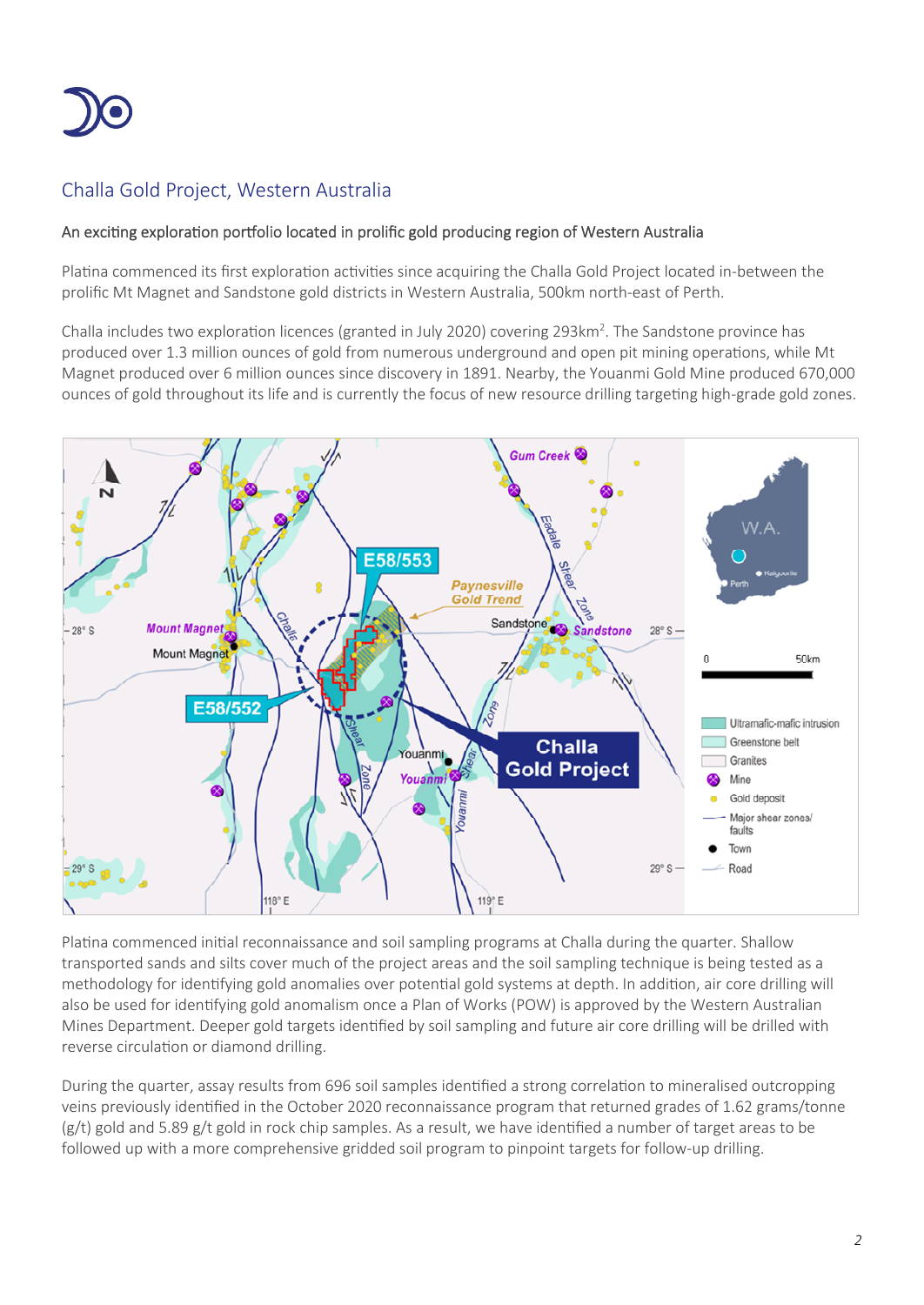## Challa Gold Project, Western Australia

### An exciting exploration portfolio located in prolific gold producing region of Western Australia

Platina commenced its first exploration activities since acquiring the Challa Gold Project located in-between the prolific Mt Magnet and Sandstone gold districts in Western Australia, 500km north-east of Perth.

Challa includes two exploration licences (granted in July 2020) covering 293km$^2$. The Sandstone province has produced over 1.3 million ounces of gold from numerous underground and open pit mining operations, while Mt Magnet produced over 6 million ounces since discovery in 1891. Nearby, the Youanmi Gold Mine produced 670,000 ounces of gold throughout its life and is currently the focus of new resource drilling targeting high-grade gold zones.

N
E58/553
Paynesville Gold Trend
Gum Creek
Eedale Shear Zone
Sandstone
Sandstone
28° S
Mount Magnet
Mount Magnet
Challa
E58/552
Shear Zone
Youanmi
Youanmi
Youanmi Shear Zone
Challa Gold Project
29° S
118° E
119° E
W.A.
Perth
Kalgoorlie
0
50km
Ultramafic-mafic intrusion
Greenstone belt
Granites
Mine
Gold deposit
Major shear zones/ faults
Town
Road

Platina commenced initial reconnaissance and soil sampling programs at Challa during the quarter. Shallow transported sands and silts cover much of the project areas and the soil sampling technique is being tested as a methodology for identifying gold anomalies over potential gold systems at depth. In addition, air core drilling will also be used for identifying gold anomalism once a Plan of Works (POW) is approved by the Western Australian Mines Department. Deeper gold targets identified by soil sampling and future air core drilling will be drilled with reverse circulation or diamond drilling.

During the quarter, assay results from 696 soil samples identified a strong correlation to mineralised outcropping veins previously identified in the October 2020 reconnaissance program that returned grades of 1.62 grams/tonne (g/t) gold and 5.89 g/t gold in rock chip samples. As a result, we have identified a number of target areas to be followed up with a more comprehensive gridded soil program to pinpoint targets for follow-up drilling.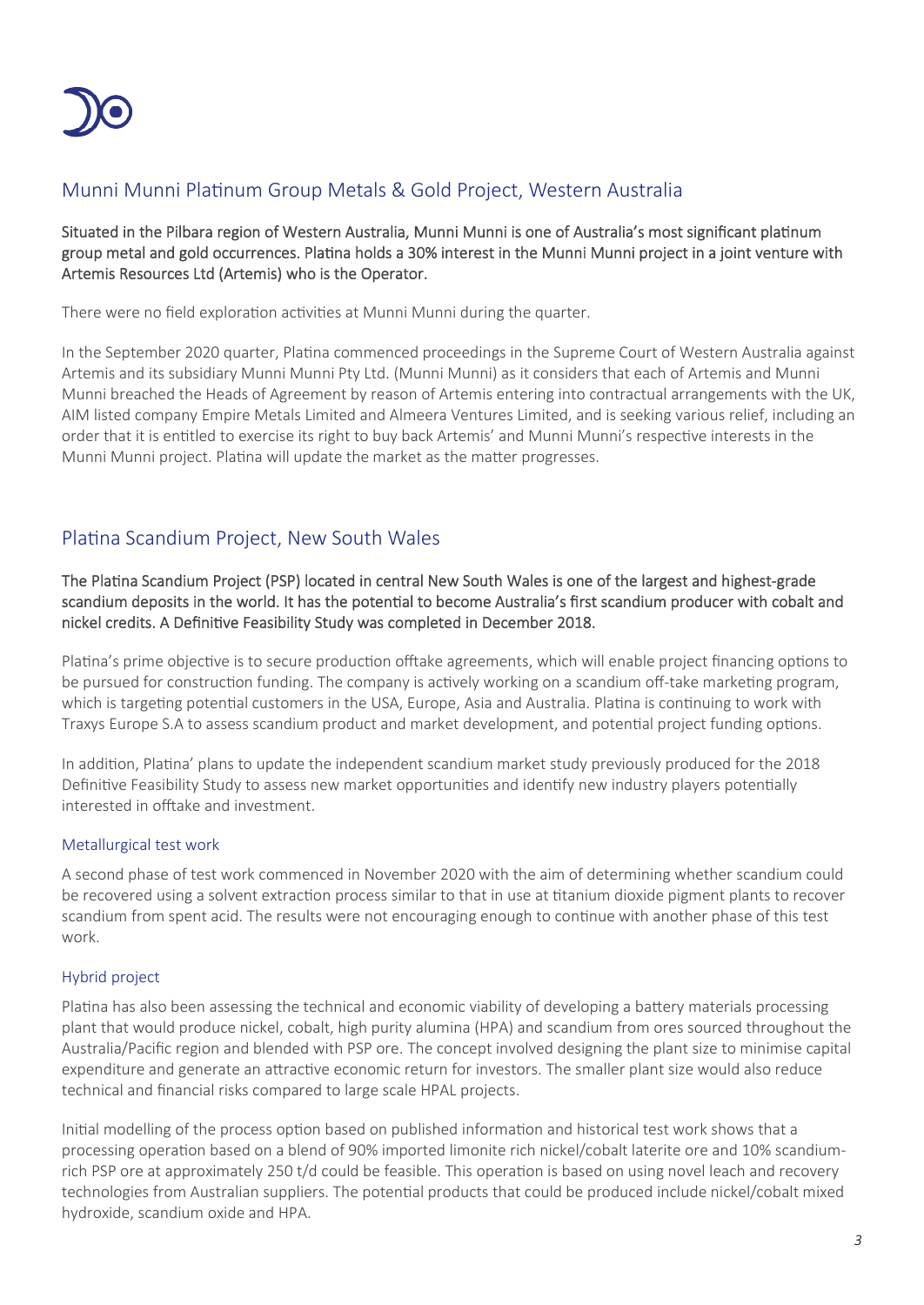## Munni Munni Platinum Group Metals & Gold Project, Western Australia

**Situated in the Pilbara region of Western Australia, Munni Munni is one of Australia's most significant platinum group metal and gold occurrences. Platina holds a 30% interest in the Munni Munni project in a joint venture with Artemis Resources Ltd (Artemis) who is the Operator.**

There were no field exploration activities at Munni Munni during the quarter.

In the September 2020 quarter, Platina commenced proceedings in the Supreme Court of Western Australia against Artemis and its subsidiary Munni Munni Pty Ltd. (Munni Munni) as it considers that each of Artemis and Munni Munni breached the Heads of Agreement by reason of Artemis entering into contractual arrangements with the UK, AIM listed company Empire Metals Limited and Almeera Ventures Limited, and is seeking various relief, including an order that it is entitled to exercise its right to buy back Artemis' and Munni Munni's respective interests in the Munni Munni project. Platina will update the market as the matter progresses.

## Platina Scandium Project, New South Wales

**The Platina Scandium Project (PSP) located in central New South Wales is one of the largest and highest-grade scandium deposits in the world. It has the potential to become Australia's first scandium producer with cobalt and nickel credits. A Definitive Feasibility Study was completed in December 2018.**

Platina's prime objective is to secure production offtake agreements, which will enable project financing options to be pursued for construction funding. The company is actively working on a scandium off-take marketing program, which is targeting potential customers in the USA, Europe, Asia and Australia. Platina is continuing to work with Traxys Europe S.A to assess scandium product and market development, and potential project funding options.

In addition, Platina' plans to update the independent scandium market study previously produced for the 2018 Definitive Feasibility Study to assess new market opportunities and identify new industry players potentially interested in offtake and investment.

### Metallurgical test work

A second phase of test work commenced in November 2020 with the aim of determining whether scandium could be recovered using a solvent extraction process similar to that in use at titanium dioxide pigment plants to recover scandium from spent acid. The results were not encouraging enough to continue with another phase of this test work.

### Hybrid project

Platina has also been assessing the technical and economic viability of developing a battery materials processing plant that would produce nickel, cobalt, high purity alumina (HPA) and scandium from ores sourced throughout the Australia/Pacific region and blended with PSP ore. The concept involved designing the plant size to minimise capital expenditure and generate an attractive economic return for investors. The smaller plant size would also reduce technical and financial risks compared to large scale HPAL projects.

Initial modelling of the process option based on published information and historical test work shows that a processing operation based on a blend of 90% imported limonite rich nickel/cobalt laterite ore and 10% scandium-rich PSP ore at approximately 250 t/d could be feasible. This operation is based on using novel leach and recovery technologies from Australian suppliers. The potential products that could be produced include nickel/cobalt mixed hydroxide, scandium oxide and HPA.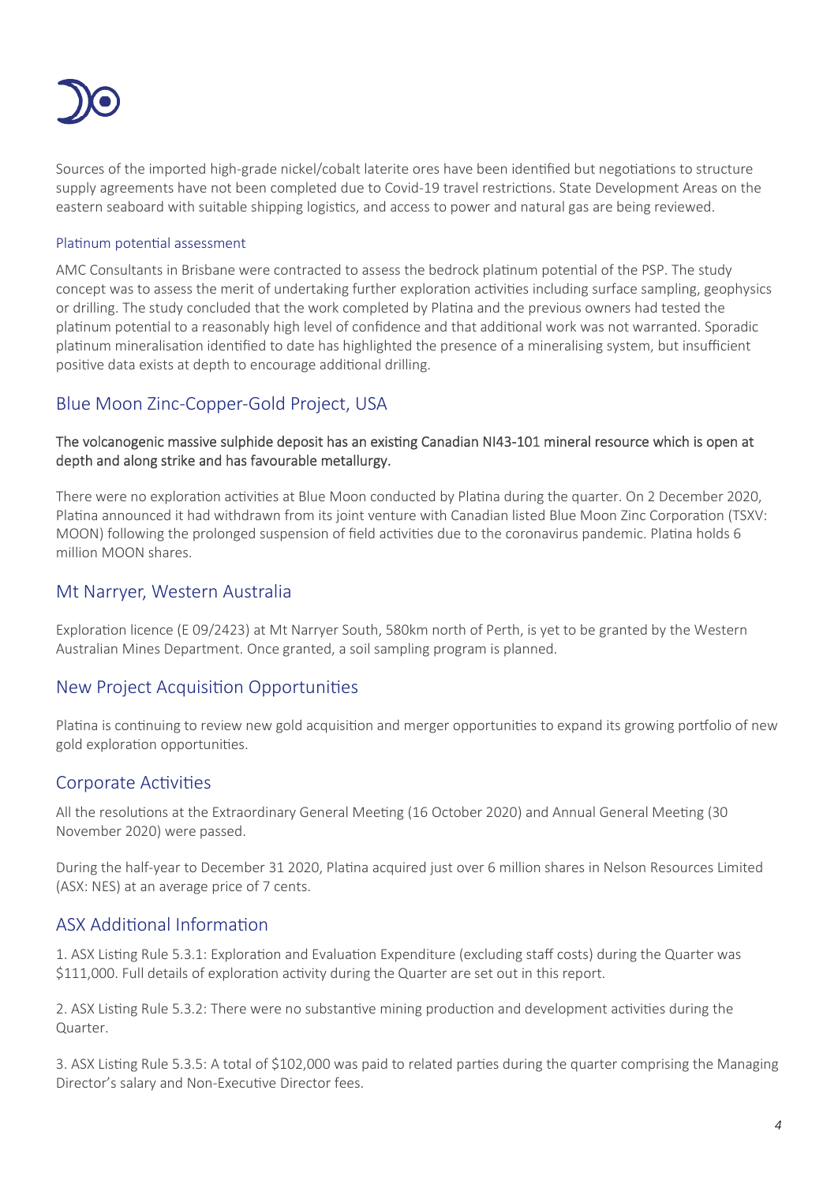Sources of the imported high-grade nickel/cobalt laterite ores have been identified but negotiations to structure supply agreements have not been completed due to Covid-19 travel restrictions. State Development Areas on the eastern seaboard with suitable shipping logistics, and access to power and natural gas are being reviewed.

### Platinum potential assessment

AMC Consultants in Brisbane were contracted to assess the bedrock platinum potential of the PSP. The study concept was to assess the merit of undertaking further exploration activities including surface sampling, geophysics or drilling. The study concluded that the work completed by Platina and the previous owners had tested the platinum potential to a reasonably high level of confidence and that additional work was not warranted. Sporadic platinum mineralisation identified to date has highlighted the presence of a mineralising system, but insufficient positive data exists at depth to encourage additional drilling.

## Blue Moon Zinc-Copper-Gold Project, USA

**The volcanogenic massive sulphide deposit has an existing Canadian NI43-101 mineral resource which is open at depth and along strike and has favourable metallurgy.**

There were no exploration activities at Blue Moon conducted by Platina during the quarter. On 2 December 2020, Platina announced it had withdrawn from its joint venture with Canadian listed Blue Moon Zinc Corporation (TSXV: MOON) following the prolonged suspension of field activities due to the coronavirus pandemic. Platina holds 6 million MOON shares.

## Mt Narryer, Western Australia

Exploration licence (E 09/2423) at Mt Narryer South, 580km north of Perth, is yet to be granted by the Western Australian Mines Department. Once granted, a soil sampling program is planned.

## New Project Acquisition Opportunities

Platina is continuing to review new gold acquisition and merger opportunities to expand its growing portfolio of new gold exploration opportunities.

## Corporate Activities

All the resolutions at the Extraordinary General Meeting (16 October 2020) and Annual General Meeting (30 November 2020) were passed.

During the half-year to December 31 2020, Platina acquired just over 6 million shares in Nelson Resources Limited (ASX: NES) at an average price of 7 cents.

## ASX Additional Information

1. ASX Listing Rule 5.3.1: Exploration and Evaluation Expenditure (excluding staff costs) during the Quarter was $111,000. Full details of exploration activity during the Quarter are set out in this report.

2. ASX Listing Rule 5.3.2: There were no substantive mining production and development activities during the Quarter.

3. ASX Listing Rule 5.3.5: A total of $102,000 was paid to related parties during the quarter comprising the Managing Director's salary and Non-Executive Director fees.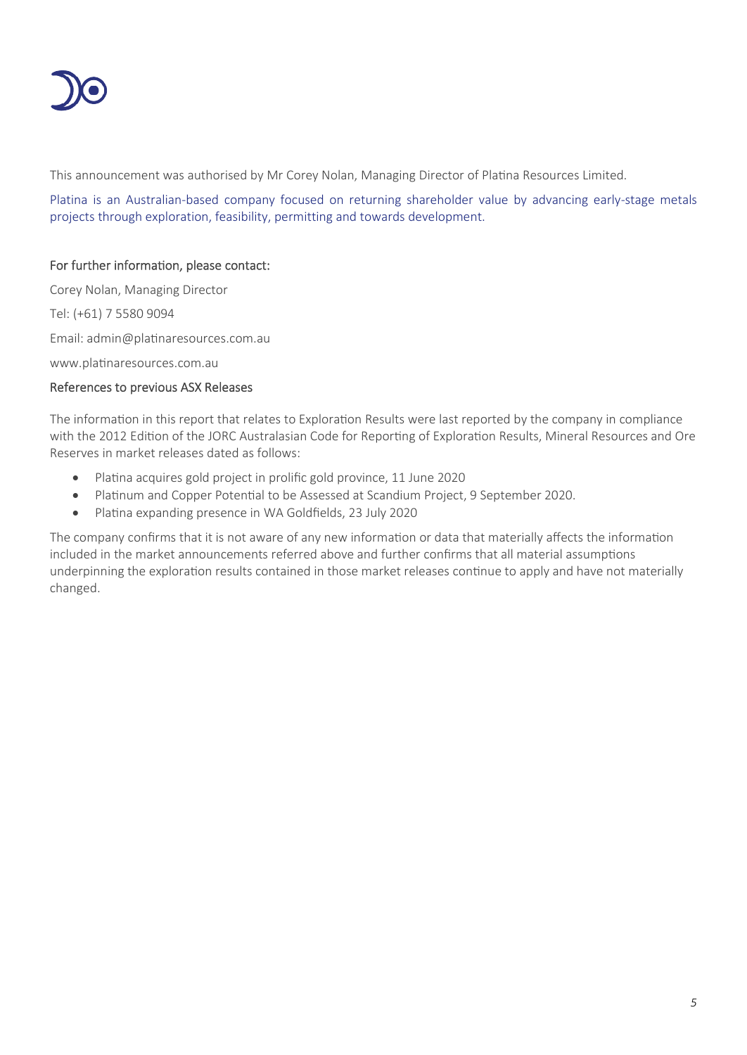This announcement was authorised by Mr Corey Nolan, Managing Director of Platina Resources Limited.

Platina is an Australian-based company focused on returning shareholder value by advancing early-stage metals projects through exploration, feasibility, permitting and towards development.

## For further information, please contact:

Corey Nolan, Managing Director

Tel: (+61) 7 5580 9094

Email: admin@platinaresources.com.au

www.platinaresources.com.au

## References to previous ASX Releases

The information in this report that relates to Exploration Results were last reported by the company in compliance with the 2012 Edition of the JORC Australasian Code for Reporting of Exploration Results, Mineral Resources and Ore Reserves in market releases dated as follows:

- Platina acquires gold project in prolific gold province, 11 June 2020
- Platinum and Copper Potential to be Assessed at Scandium Project, 9 September 2020.
- Platina expanding presence in WA Goldfields, 23 July 2020

The company confirms that it is not aware of any new information or data that materially affects the information included in the market announcements referred above and further confirms that all material assumptions underpinning the exploration results contained in those market releases continue to apply and have not materially changed.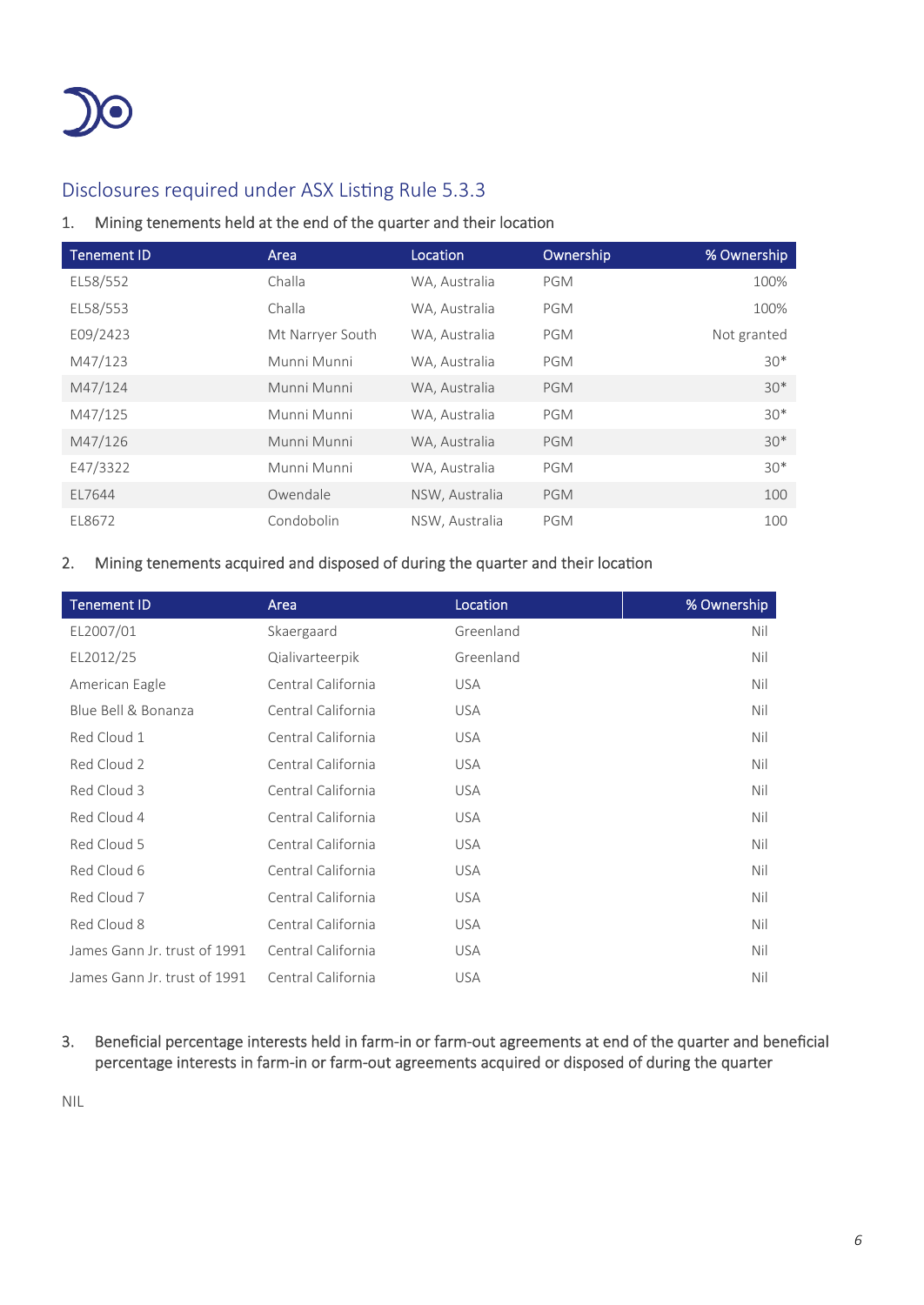## Disclosures required under ASX Listing Rule 5.3.3

1. Mining tenements held at the end of the quarter and their location

| Tenement ID | Area | Location | Ownership | % Ownership |
|---|---|---|---|---|
| EL58/552 | Challa | WA, Australia | PGM | 100% |
| EL58/553 | Challa | WA, Australia | PGM | 100% |
| E09/2423 | Mt Narryer South | WA, Australia | PGM | Not granted |
| M47/123 | Munni Munni | WA, Australia | PGM | 30* |
| M47/124 | Munni Munni | WA, Australia | PGM | 30* |
| M47/125 | Munni Munni | WA, Australia | PGM | 30* |
| M47/126 | Munni Munni | WA, Australia | PGM | 30* |
| E47/3322 | Munni Munni | WA, Australia | PGM | 30* |
| EL7644 | Owendale | NSW, Australia | PGM | 100 |
| EL8672 | Condobolin | NSW, Australia | PGM | 100 |

2. Mining tenements acquired and disposed of during the quarter and their location

| Tenement ID | Area | Location | % Ownership |
|---|---|---|---|
| EL2007/01 | Skaergaard | Greenland | Nil |
| EL2012/25 | Qialivarteerpik | Greenland | Nil |
| American Eagle | Central California | USA | Nil |
| Blue Bell & Bonanza | Central California | USA | Nil |
| Red Cloud 1 | Central California | USA | Nil |
| Red Cloud 2 | Central California | USA | Nil |
| Red Cloud 3 | Central California | USA | Nil |
| Red Cloud 4 | Central California | USA | Nil |
| Red Cloud 5 | Central California | USA | Nil |
| Red Cloud 6 | Central California | USA | Nil |
| Red Cloud 7 | Central California | USA | Nil |
| Red Cloud 8 | Central California | USA | Nil |
| James Gann Jr. trust of 1991 | Central California | USA | Nil |
| James Gann Jr. trust of 1991 | Central California | USA | Nil |

3. Beneficial percentage interests held in farm-in or farm-out agreements at end of the quarter and beneficial percentage interests in farm-in or farm-out agreements acquired or disposed of during the quarter

NIL